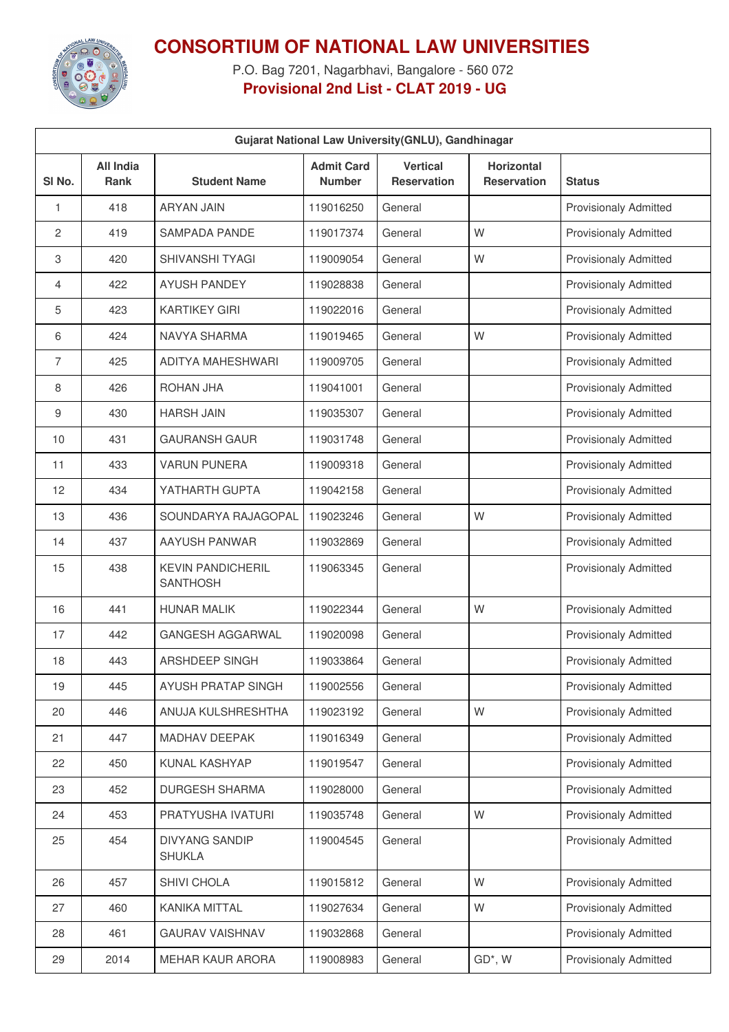# CONSORTIUM OF NATIONAL LAW UNIVERSITIES

P.O. Bag 7201, Nagarbhavi, Bangalore - 560 072

**Provisional 2nd List - CLAT 2019 - UG**

| Gujarat National Law University(GNLU), Gandhinagar | | | | | | |
|---|---|---|---|---|---|---|
| Sl No. | All India Rank | Student Name | Admit Card Number | Vertical Reservation | Horizontal Reservation | Status |
| 1 | 418 | ARYAN JAIN | 119016250 | General | | Provisionaly Admitted |
| 2 | 419 | SAMPADA PANDE | 119017374 | General | W | Provisionaly Admitted |
| 3 | 420 | SHIVANSHI TYAGI | 119009054 | General | W | Provisionaly Admitted |
| 4 | 422 | AYUSH PANDEY | 119028838 | General | | Provisionaly Admitted |
| 5 | 423 | KARTIKEY GIRI | 119022016 | General | | Provisionaly Admitted |
| 6 | 424 | NAVYA SHARMA | 119019465 | General | W | Provisionaly Admitted |
| 7 | 425 | ADITYA MAHESHWARI | 119009705 | General | | Provisionaly Admitted |
| 8 | 426 | ROHAN JHA | 119041001 | General | | Provisionaly Admitted |
| 9 | 430 | HARSH JAIN | 119035307 | General | | Provisionaly Admitted |
| 10 | 431 | GAURANSH GAUR | 119031748 | General | | Provisionaly Admitted |
| 11 | 433 | VARUN PUNERA | 119009318 | General | | Provisionaly Admitted |
| 12 | 434 | YATHARTH GUPTA | 119042158 | General | | Provisionaly Admitted |
| 13 | 436 | SOUNDARYA RAJAGOPAL | 119023246 | General | W | Provisionaly Admitted |
| 14 | 437 | AAYUSH PANWAR | 119032869 | General | | Provisionaly Admitted |
| 15 | 438 | KEVIN PANDICHERIL SANTHOSH | 119063345 | General | | Provisionaly Admitted |
| 16 | 441 | HUNAR MALIK | 119022344 | General | W | Provisionaly Admitted |
| 17 | 442 | GANGESH AGGARWAL | 119020098 | General | | Provisionaly Admitted |
| 18 | 443 | ARSHDEEP SINGH | 119033864 | General | | Provisionaly Admitted |
| 19 | 445 | AYUSH PRATAP SINGH | 119002556 | General | | Provisionaly Admitted |
| 20 | 446 | ANUJA KULSHRESHTHA | 119023192 | General | W | Provisionaly Admitted |
| 21 | 447 | MADHAV DEEPAK | 119016349 | General | | Provisionaly Admitted |
| 22 | 450 | KUNAL KASHYAP | 119019547 | General | | Provisionaly Admitted |
| 23 | 452 | DURGESH SHARMA | 119028000 | General | | Provisionaly Admitted |
| 24 | 453 | PRATYUSHA IVATURI | 119035748 | General | W | Provisionaly Admitted |
| 25 | 454 | DIVYANG SANDIP SHUKLA | 119004545 | General | | Provisionaly Admitted |
| 26 | 457 | SHIVI CHOLA | 119015812 | General | W | Provisionaly Admitted |
| 27 | 460 | KANIKA MITTAL | 119027634 | General | W | Provisionaly Admitted |
| 28 | 461 | GAURAV VAISHNAV | 119032868 | General | | Provisionaly Admitted |
| 29 | 2014 | MEHAR KAUR ARORA | 119008983 | General | GD*, W | Provisionaly Admitted |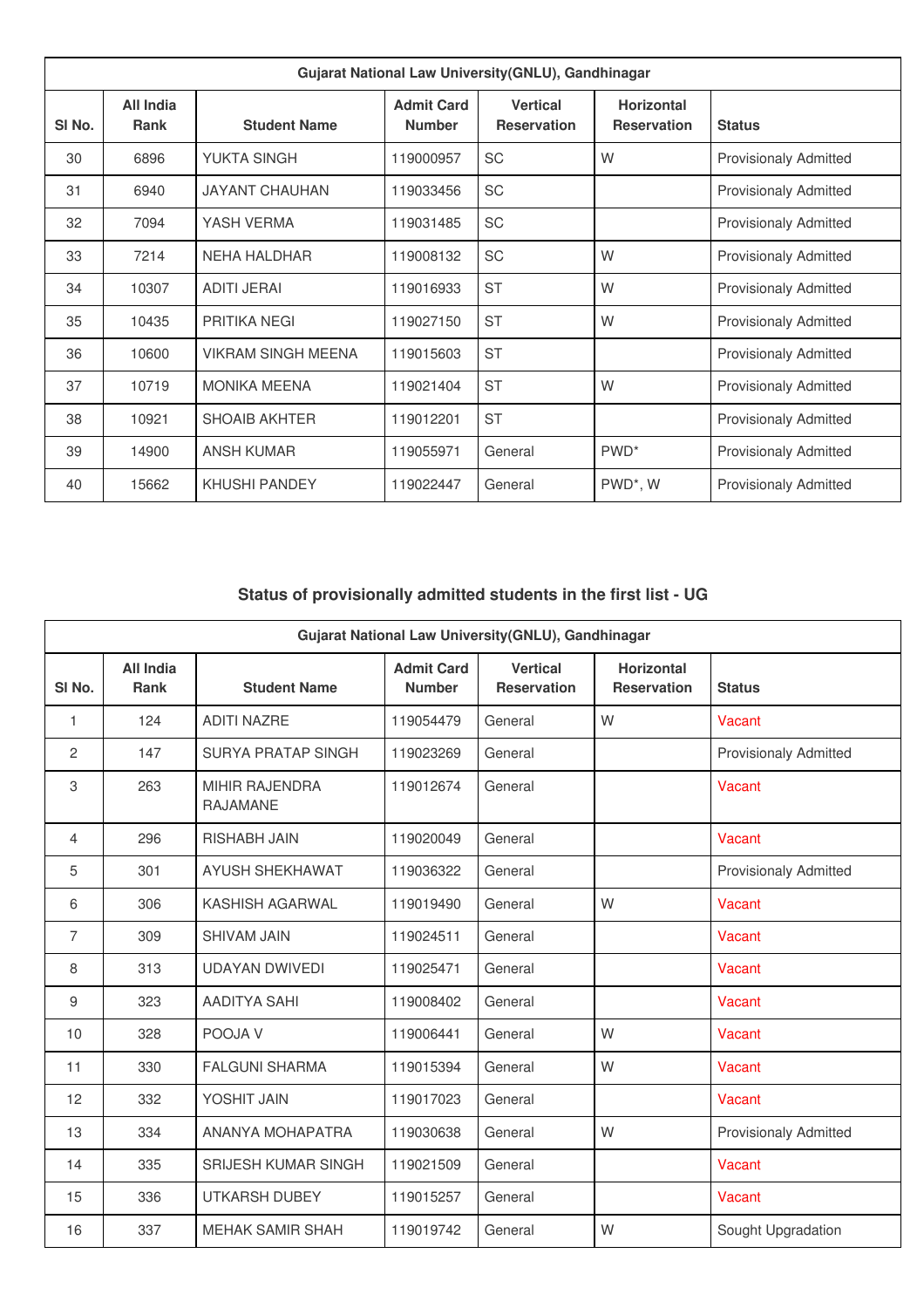| Gujarat National Law University(GNLU), Gandhinagar | | | | | | |
|---|---|---|---|---|---|---|
| Sl No. | All India Rank | Student Name | Admit Card Number | Vertical Reservation | Horizontal Reservation | Status |
| 30 | 6896 | YUKTA SINGH | 119000957 | SC | W | Provisionaly Admitted |
| 31 | 6940 | JAYANT CHAUHAN | 119033456 | SC | | Provisionaly Admitted |
| 32 | 7094 | YASH VERMA | 119031485 | SC | | Provisionaly Admitted |
| 33 | 7214 | NEHA HALDHAR | 119008132 | SC | W | Provisionaly Admitted |
| 34 | 10307 | ADITI JERAI | 119016933 | ST | W | Provisionaly Admitted |
| 35 | 10435 | PRITIKA NEGI | 119027150 | ST | W | Provisionaly Admitted |
| 36 | 10600 | VIKRAM SINGH MEENA | 119015603 | ST | | Provisionaly Admitted |
| 37 | 10719 | MONIKA MEENA | 119021404 | ST | W | Provisionaly Admitted |
| 38 | 10921 | SHOAIB AKHTER | 119012201 | ST | | Provisionaly Admitted |
| 39 | 14900 | ANSH KUMAR | 119055971 | General | PWD* | Provisionaly Admitted |
| 40 | 15662 | KHUSHI PANDEY | 119022447 | General | PWD*, W | Provisionaly Admitted |

## Status of provisionally admitted students in the first list - UG

| Gujarat National Law University(GNLU), Gandhinagar | | | | | | |
|---|---|---|---|---|---|---|
| Sl No. | All India Rank | Student Name | Admit Card Number | Vertical Reservation | Horizontal Reservation | Status |
| 1 | 124 | ADITI NAZRE | 119054479 | General | W | Vacant |
| 2 | 147 | SURYA PRATAP SINGH | 119023269 | General | | Provisionaly Admitted |
| 3 | 263 | MIHIR RAJENDRA RAJAMANE | 119012674 | General | | Vacant |
| 4 | 296 | RISHABH JAIN | 119020049 | General | | Vacant |
| 5 | 301 | AYUSH SHEKHAWAT | 119036322 | General | | Provisionaly Admitted |
| 6 | 306 | KASHISH AGARWAL | 119019490 | General | W | Vacant |
| 7 | 309 | SHIVAM JAIN | 119024511 | General | | Vacant |
| 8 | 313 | UDAYAN DWIVEDI | 119025471 | General | | Vacant |
| 9 | 323 | AADITYA SAHI | 119008402 | General | | Vacant |
| 10 | 328 | POOJA V | 119006441 | General | W | Vacant |
| 11 | 330 | FALGUNI SHARMA | 119015394 | General | W | Vacant |
| 12 | 332 | YOSHIT JAIN | 119017023 | General | | Vacant |
| 13 | 334 | ANANYA MOHAPATRA | 119030638 | General | W | Provisionaly Admitted |
| 14 | 335 | SRIJESH KUMAR SINGH | 119021509 | General | | Vacant |
| 15 | 336 | UTKARSH DUBEY | 119015257 | General | | Vacant |
| 16 | 337 | MEHAK SAMIR SHAH | 119019742 | General | W | Sought Upgradation |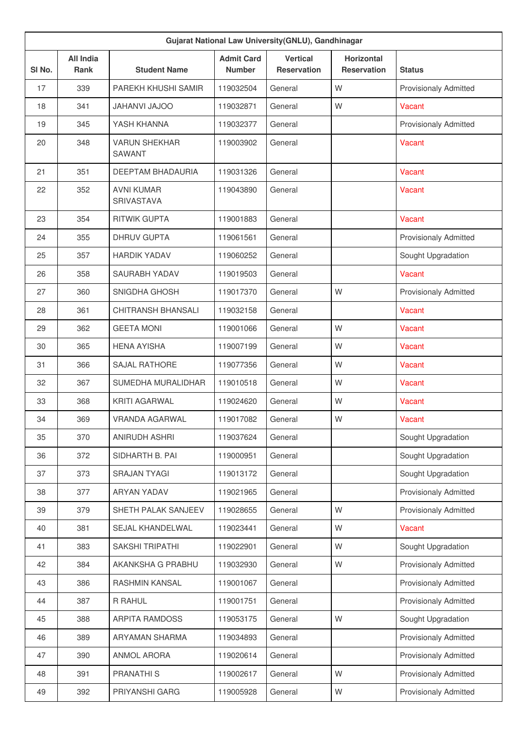| Gujarat National Law University(GNLU), Gandhinagar | | | | | | |
|---|---|---|---|---|---|---|
| Sl No. | All India Rank | Student Name | Admit Card Number | Vertical Reservation | Horizontal Reservation | Status |
| 17 | 339 | PAREKH KHUSHI SAMIR | 119032504 | General | W | Provisionaly Admitted |
| 18 | 341 | JAHANVI JAJOO | 119032871 | General | W | Vacant |
| 19 | 345 | YASH KHANNA | 119032377 | General | | Provisionaly Admitted |
| 20 | 348 | VARUN SHEKHAR SAWANT | 119003902 | General | | Vacant |
| 21 | 351 | DEEPTAM BHADAURIA | 119031326 | General | | Vacant |
| 22 | 352 | AVNI KUMAR SRIVASTAVA | 119043890 | General | | Vacant |
| 23 | 354 | RITWIK GUPTA | 119001883 | General | | Vacant |
| 24 | 355 | DHRUV GUPTA | 119061561 | General | | Provisionaly Admitted |
| 25 | 357 | HARDIK YADAV | 119060252 | General | | Sought Upgradation |
| 26 | 358 | SAURABH YADAV | 119019503 | General | | Vacant |
| 27 | 360 | SNIGDHA GHOSH | 119017370 | General | W | Provisionaly Admitted |
| 28 | 361 | CHITRANSH BHANSALI | 119032158 | General | | Vacant |
| 29 | 362 | GEETA MONI | 119001066 | General | W | Vacant |
| 30 | 365 | HENA AYISHA | 119007199 | General | W | Vacant |
| 31 | 366 | SAJAL RATHORE | 119077356 | General | W | Vacant |
| 32 | 367 | SUMEDHA MURALIDHAR | 119010518 | General | W | Vacant |
| 33 | 368 | KRITI AGARWAL | 119024620 | General | W | Vacant |
| 34 | 369 | VRANDA AGARWAL | 119017082 | General | W | Vacant |
| 35 | 370 | ANIRUDH ASHRI | 119037624 | General | | Sought Upgradation |
| 36 | 372 | SIDHARTH B. PAI | 119000951 | General | | Sought Upgradation |
| 37 | 373 | SRAJAN TYAGI | 119013172 | General | | Sought Upgradation |
| 38 | 377 | ARYAN YADAV | 119021965 | General | | Provisionaly Admitted |
| 39 | 379 | SHETH PALAK SANJEEV | 119028655 | General | W | Provisionaly Admitted |
| 40 | 381 | SEJAL KHANDELWAL | 119023441 | General | W | Vacant |
| 41 | 383 | SAKSHI TRIPATHI | 119022901 | General | W | Sought Upgradation |
| 42 | 384 | AKANKSHA G PRABHU | 119032930 | General | W | Provisionaly Admitted |
| 43 | 386 | RASHMIN KANSAL | 119001067 | General | | Provisionaly Admitted |
| 44 | 387 | R RAHUL | 119001751 | General | | Provisionaly Admitted |
| 45 | 388 | ARPITA RAMDOSS | 119053175 | General | W | Sought Upgradation |
| 46 | 389 | ARYAMAN SHARMA | 119034893 | General | | Provisionaly Admitted |
| 47 | 390 | ANMOL ARORA | 119020614 | General | | Provisionaly Admitted |
| 48 | 391 | PRANATHI S | 119002617 | General | W | Provisionaly Admitted |
| 49 | 392 | PRIYANSHI GARG | 119005928 | General | W | Provisionaly Admitted |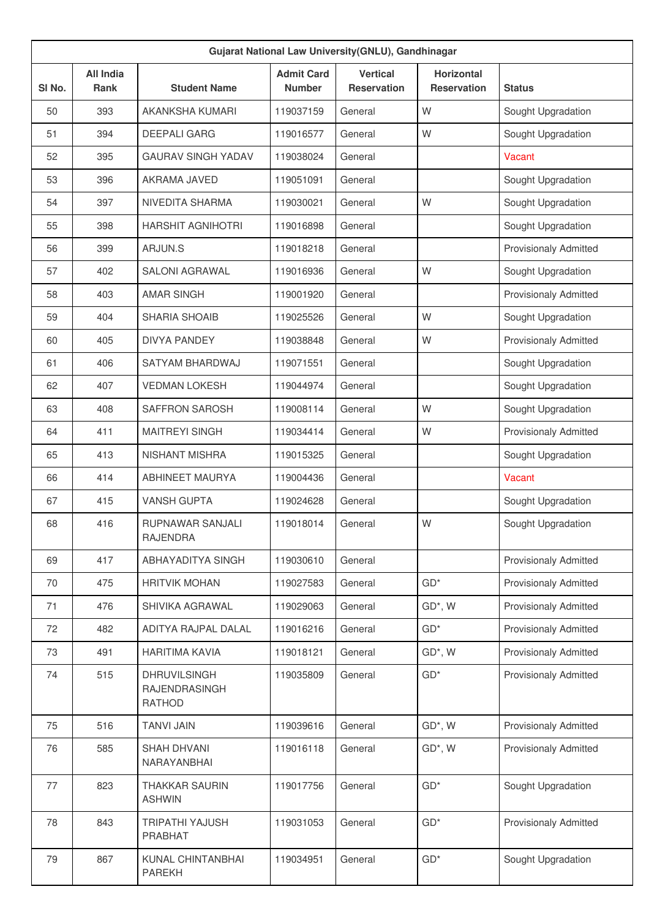| Gujarat National Law University(GNLU), Gandhinagar | | | | | | |
|---|---|---|---|---|---|---|
| Sl No. | All India Rank | Student Name | Admit Card Number | Vertical Reservation | Horizontal Reservation | Status |
| 50 | 393 | AKANKSHA KUMARI | 119037159 | General | W | Sought Upgradation |
| 51 | 394 | DEEPALI GARG | 119016577 | General | W | Sought Upgradation |
| 52 | 395 | GAURAV SINGH YADAV | 119038024 | General | | Vacant |
| 53 | 396 | AKRAMA JAVED | 119051091 | General | | Sought Upgradation |
| 54 | 397 | NIVEDITA SHARMA | 119030021 | General | W | Sought Upgradation |
| 55 | 398 | HARSHIT AGNIHOTRI | 119016898 | General | | Sought Upgradation |
| 56 | 399 | ARJUN.S | 119018218 | General | | Provisionaly Admitted |
| 57 | 402 | SALONI AGRAWAL | 119016936 | General | W | Sought Upgradation |
| 58 | 403 | AMAR SINGH | 119001920 | General | | Provisionaly Admitted |
| 59 | 404 | SHARIA SHOAIB | 119025526 | General | W | Sought Upgradation |
| 60 | 405 | DIVYA PANDEY | 119038848 | General | W | Provisionaly Admitted |
| 61 | 406 | SATYAM BHARDWAJ | 119071551 | General | | Sought Upgradation |
| 62 | 407 | VEDMAN LOKESH | 119044974 | General | | Sought Upgradation |
| 63 | 408 | SAFFRON SAROSH | 119008114 | General | W | Sought Upgradation |
| 64 | 411 | MAITREYI SINGH | 119034414 | General | W | Provisionaly Admitted |
| 65 | 413 | NISHANT MISHRA | 119015325 | General | | Sought Upgradation |
| 66 | 414 | ABHINEET MAURYA | 119004436 | General | | Vacant |
| 67 | 415 | VANSH GUPTA | 119024628 | General | | Sought Upgradation |
| 68 | 416 | RUPNAWAR SANJALI RAJENDRA | 119018014 | General | W | Sought Upgradation |
| 69 | 417 | ABHAYADITYA SINGH | 119030610 | General | | Provisionaly Admitted |
| 70 | 475 | HRITVIK MOHAN | 119027583 | General | GD* | Provisionaly Admitted |
| 71 | 476 | SHIVIKA AGRAWAL | 119029063 | General | GD*, W | Provisionaly Admitted |
| 72 | 482 | ADITYA RAJPAL DALAL | 119016216 | General | GD* | Provisionaly Admitted |
| 73 | 491 | HARITIMA KAVIA | 119018121 | General | GD*, W | Provisionaly Admitted |
| 74 | 515 | DHRUVILSINGH RAJENDRASINGH RATHOD | 119035809 | General | GD* | Provisionaly Admitted |
| 75 | 516 | TANVI JAIN | 119039616 | General | GD*, W | Provisionaly Admitted |
| 76 | 585 | SHAH DHVANI NARAYANBHAI | 119016118 | General | GD*, W | Provisionaly Admitted |
| 77 | 823 | THAKKAR SAURIN ASHWIN | 119017756 | General | GD* | Sought Upgradation |
| 78 | 843 | TRIPATHI YAJUSH PRABHAT | 119031053 | General | GD* | Provisionaly Admitted |
| 79 | 867 | KUNAL CHINTANBHAI PAREKH | 119034951 | General | GD* | Sought Upgradation |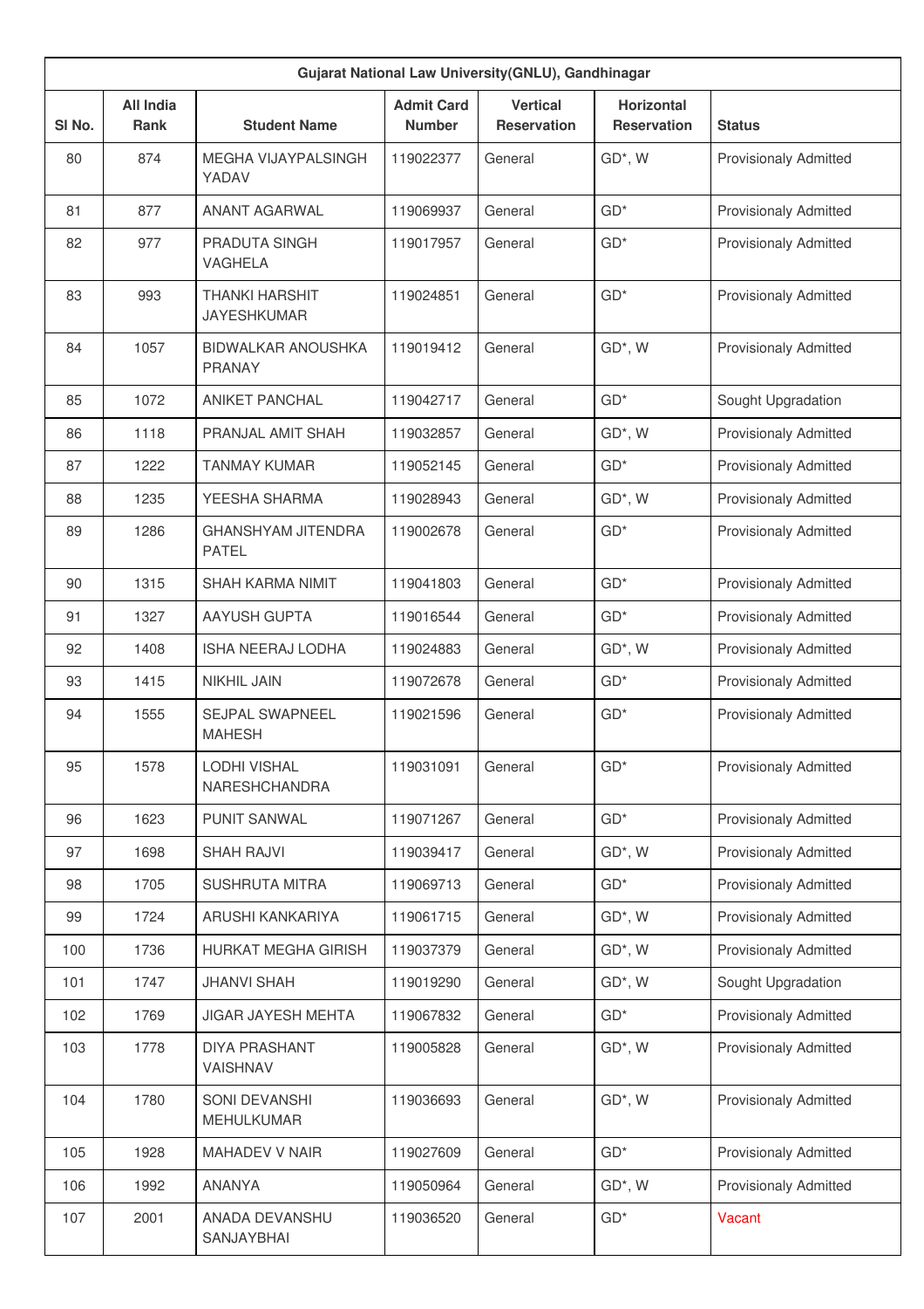| Gujarat National Law University(GNLU), Gandhinagar | | | | | | |
|---|---|---|---|---|---|---|
| Sl No. | All India Rank | Student Name | Admit Card Number | Vertical Reservation | Horizontal Reservation | Status |
| 80 | 874 | MEGHA VIJAYPALSINGH YADAV | 119022377 | General | GD*, W | Provisionaly Admitted |
| 81 | 877 | ANANT AGARWAL | 119069937 | General | GD* | Provisionaly Admitted |
| 82 | 977 | PRADUTA SINGH VAGHELA | 119017957 | General | GD* | Provisionaly Admitted |
| 83 | 993 | THANKI HARSHIT JAYESHKUMAR | 119024851 | General | GD* | Provisionaly Admitted |
| 84 | 1057 | BIDWALKAR ANOUSHKA PRANAY | 119019412 | General | GD*, W | Provisionaly Admitted |
| 85 | 1072 | ANIKET PANCHAL | 119042717 | General | GD* | Sought Upgradation |
| 86 | 1118 | PRANJAL AMIT SHAH | 119032857 | General | GD*, W | Provisionaly Admitted |
| 87 | 1222 | TANMAY KUMAR | 119052145 | General | GD* | Provisionaly Admitted |
| 88 | 1235 | YEESHA SHARMA | 119028943 | General | GD*, W | Provisionaly Admitted |
| 89 | 1286 | GHANSHYAM JITENDRA PATEL | 119002678 | General | GD* | Provisionaly Admitted |
| 90 | 1315 | SHAH KARMA NIMIT | 119041803 | General | GD* | Provisionaly Admitted |
| 91 | 1327 | AAYUSH GUPTA | 119016544 | General | GD* | Provisionaly Admitted |
| 92 | 1408 | ISHA NEERAJ LODHA | 119024883 | General | GD*, W | Provisionaly Admitted |
| 93 | 1415 | NIKHIL JAIN | 119072678 | General | GD* | Provisionaly Admitted |
| 94 | 1555 | SEJPAL SWAPNEEL MAHESH | 119021596 | General | GD* | Provisionaly Admitted |
| 95 | 1578 | LODHI VISHAL NARESHCHANDRA | 119031091 | General | GD* | Provisionaly Admitted |
| 96 | 1623 | PUNIT SANWAL | 119071267 | General | GD* | Provisionaly Admitted |
| 97 | 1698 | SHAH RAJVI | 119039417 | General | GD*, W | Provisionaly Admitted |
| 98 | 1705 | SUSHRUTA MITRA | 119069713 | General | GD* | Provisionaly Admitted |
| 99 | 1724 | ARUSHI KANKARIYA | 119061715 | General | GD*, W | Provisionaly Admitted |
| 100 | 1736 | HURKAT MEGHA GIRISH | 119037379 | General | GD*, W | Provisionaly Admitted |
| 101 | 1747 | JHANVI SHAH | 119019290 | General | GD*, W | Sought Upgradation |
| 102 | 1769 | JIGAR JAYESH MEHTA | 119067832 | General | GD* | Provisionaly Admitted |
| 103 | 1778 | DIYA PRASHANT VAISHNAV | 119005828 | General | GD*, W | Provisionaly Admitted |
| 104 | 1780 | SONI DEVANSHI MEHULKUMAR | 119036693 | General | GD*, W | Provisionaly Admitted |
| 105 | 1928 | MAHADEV V NAIR | 119027609 | General | GD* | Provisionaly Admitted |
| 106 | 1992 | ANANYA | 119050964 | General | GD*, W | Provisionaly Admitted |
| 107 | 2001 | ANADA DEVANSHU SANJAYBHAI | 119036520 | General | GD* | Vacant |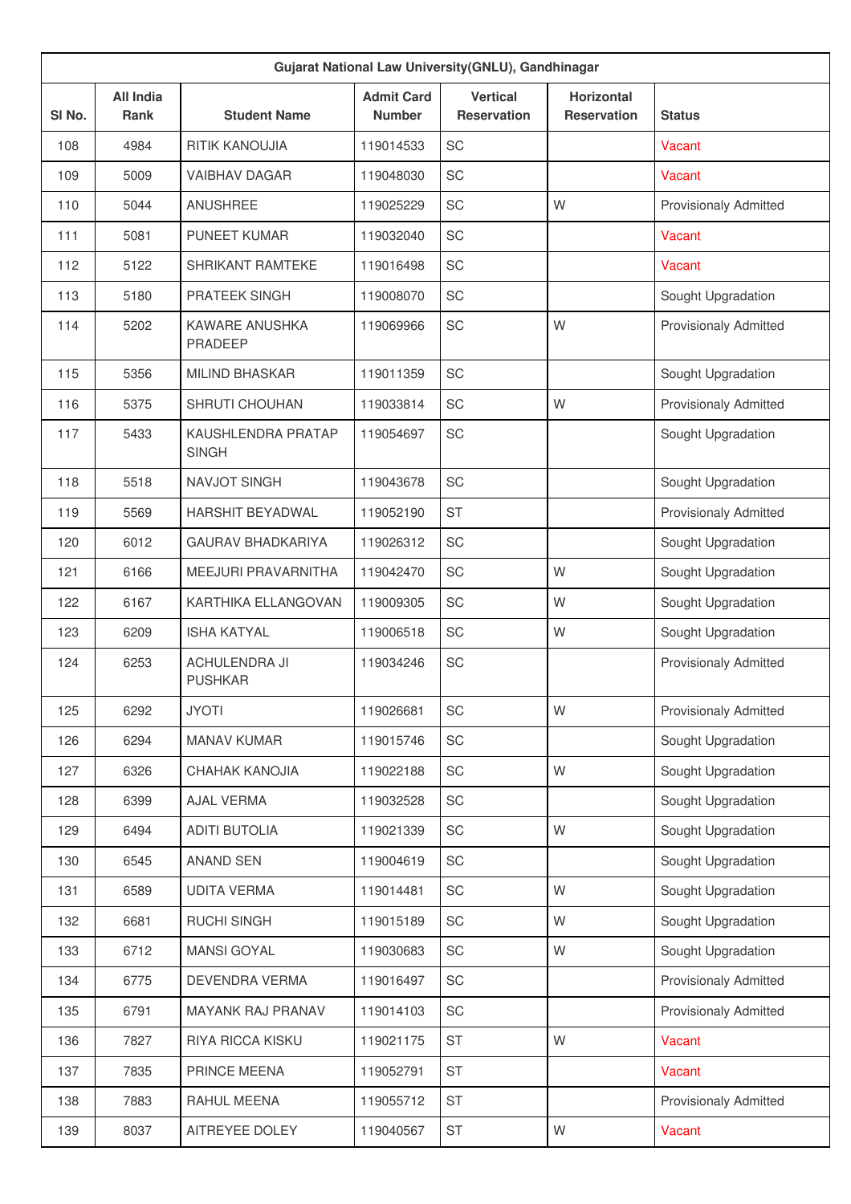| Gujarat National Law University(GNLU), Gandhinagar | | | | | | |
|---|---|---|---|---|---|---|
| Sl No. | All India Rank | Student Name | Admit Card Number | Vertical Reservation | Horizontal Reservation | Status |
| 108 | 4984 | RITIK KANOUJIA | 119014533 | SC | | Vacant |
| 109 | 5009 | VAIBHAV DAGAR | 119048030 | SC | | Vacant |
| 110 | 5044 | ANUSHREE | 119025229 | SC | W | Provisionaly Admitted |
| 111 | 5081 | PUNEET KUMAR | 119032040 | SC | | Vacant |
| 112 | 5122 | SHRIKANT RAMTEKE | 119016498 | SC | | Vacant |
| 113 | 5180 | PRATEEK SINGH | 119008070 | SC | | Sought Upgradation |
| 114 | 5202 | KAWARE ANUSHKA PRADEEP | 119069966 | SC | W | Provisionaly Admitted |
| 115 | 5356 | MILIND BHASKAR | 119011359 | SC | | Sought Upgradation |
| 116 | 5375 | SHRUTI CHOUHAN | 119033814 | SC | W | Provisionaly Admitted |
| 117 | 5433 | KAUSHLENDRA PRATAP SINGH | 119054697 | SC | | Sought Upgradation |
| 118 | 5518 | NAVJOT SINGH | 119043678 | SC | | Sought Upgradation |
| 119 | 5569 | HARSHIT BEYADWAL | 119052190 | ST | | Provisionaly Admitted |
| 120 | 6012 | GAURAV BHADKARIYA | 119026312 | SC | | Sought Upgradation |
| 121 | 6166 | MEEJURI PRAVARNITHA | 119042470 | SC | W | Sought Upgradation |
| 122 | 6167 | KARTHIKA ELLANGOVAN | 119009305 | SC | W | Sought Upgradation |
| 123 | 6209 | ISHA KATYAL | 119006518 | SC | W | Sought Upgradation |
| 124 | 6253 | ACHULENDRA JI PUSHKAR | 119034246 | SC | | Provisionaly Admitted |
| 125 | 6292 | JYOTI | 119026681 | SC | W | Provisionaly Admitted |
| 126 | 6294 | MANAV KUMAR | 119015746 | SC | | Sought Upgradation |
| 127 | 6326 | CHAHAK KANOJIA | 119022188 | SC | W | Sought Upgradation |
| 128 | 6399 | AJAL VERMA | 119032528 | SC | | Sought Upgradation |
| 129 | 6494 | ADITI BUTOLIA | 119021339 | SC | W | Sought Upgradation |
| 130 | 6545 | ANAND SEN | 119004619 | SC | | Sought Upgradation |
| 131 | 6589 | UDITA VERMA | 119014481 | SC | W | Sought Upgradation |
| 132 | 6681 | RUCHI SINGH | 119015189 | SC | W | Sought Upgradation |
| 133 | 6712 | MANSI GOYAL | 119030683 | SC | W | Sought Upgradation |
| 134 | 6775 | DEVENDRA VERMA | 119016497 | SC | | Provisionaly Admitted |
| 135 | 6791 | MAYANK RAJ PRANAV | 119014103 | SC | | Provisionaly Admitted |
| 136 | 7827 | RIYA RICCA KISKU | 119021175 | ST | W | Vacant |
| 137 | 7835 | PRINCE MEENA | 119052791 | ST | | Vacant |
| 138 | 7883 | RAHUL MEENA | 119055712 | ST | | Provisionaly Admitted |
| 139 | 8037 | AITREYEE DOLEY | 119040567 | ST | W | Vacant |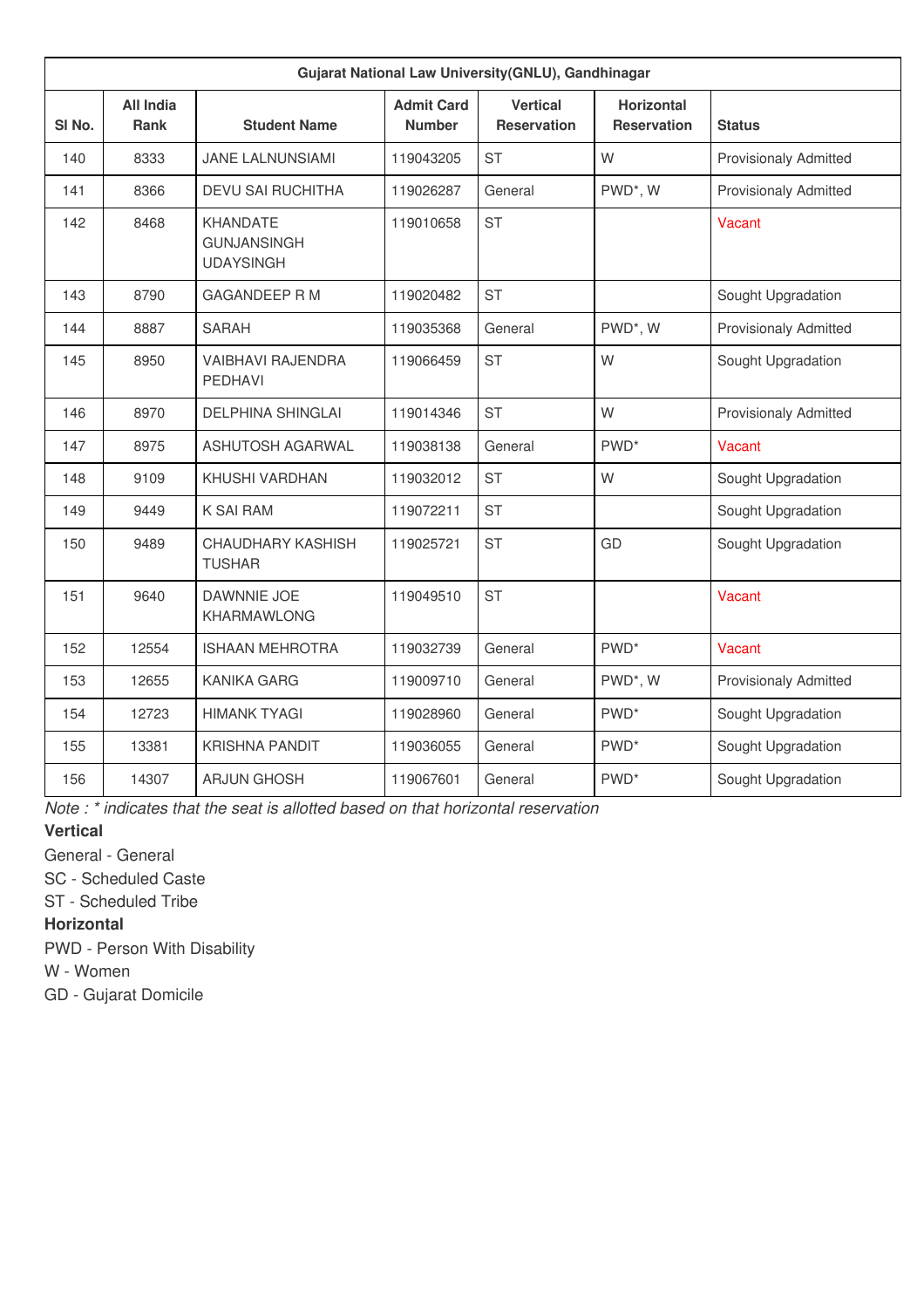| Gujarat National Law University(GNLU), Gandhinagar | | | | | | |
|---|---|---|---|---|---|---|
| Sl No. | All India Rank | Student Name | Admit Card Number | Vertical Reservation | Horizontal Reservation | Status |
| 140 | 8333 | JANE LALNUNSIAMI | 119043205 | ST | W | Provisionaly Admitted |
| 141 | 8366 | DEVU SAI RUCHITHA | 119026287 | General | PWD*, W | Provisionaly Admitted |
| 142 | 8468 | KHANDATE GUNJANSINGH UDAYSINGH | 119010658 | ST | | Vacant |
| 143 | 8790 | GAGANDEEP R M | 119020482 | ST | | Sought Upgradation |
| 144 | 8887 | SARAH | 119035368 | General | PWD*, W | Provisionaly Admitted |
| 145 | 8950 | VAIBHAVI RAJENDRA PEDHAVI | 119066459 | ST | W | Sought Upgradation |
| 146 | 8970 | DELPHINA SHINGLAI | 119014346 | ST | W | Provisionaly Admitted |
| 147 | 8975 | ASHUTOSH AGARWAL | 119038138 | General | PWD* | Vacant |
| 148 | 9109 | KHUSHI VARDHAN | 119032012 | ST | W | Sought Upgradation |
| 149 | 9449 | K SAI RAM | 119072211 | ST | | Sought Upgradation |
| 150 | 9489 | CHAUDHARY KASHISH TUSHAR | 119025721 | ST | GD | Sought Upgradation |
| 151 | 9640 | DAWNNIE JOE KHARMAWLONG | 119049510 | ST | | Vacant |
| 152 | 12554 | ISHAAN MEHROTRA | 119032739 | General | PWD* | Vacant |
| 153 | 12655 | KANIKA GARG | 119009710 | General | PWD*, W | Provisionaly Admitted |
| 154 | 12723 | HIMANK TYAGI | 119028960 | General | PWD* | Sought Upgradation |
| 155 | 13381 | KRISHNA PANDIT | 119036055 | General | PWD* | Sought Upgradation |
| 156 | 14307 | ARJUN GHOSH | 119067601 | General | PWD* | Sought Upgradation |

*Note : * indicates that the seat is allotted based on that horizontal reservation*

**Vertical**

General - General

SC - Scheduled Caste

ST - Scheduled Tribe

**Horizontal**

PWD - Person With Disability

W - Women

GD - Gujarat Domicile